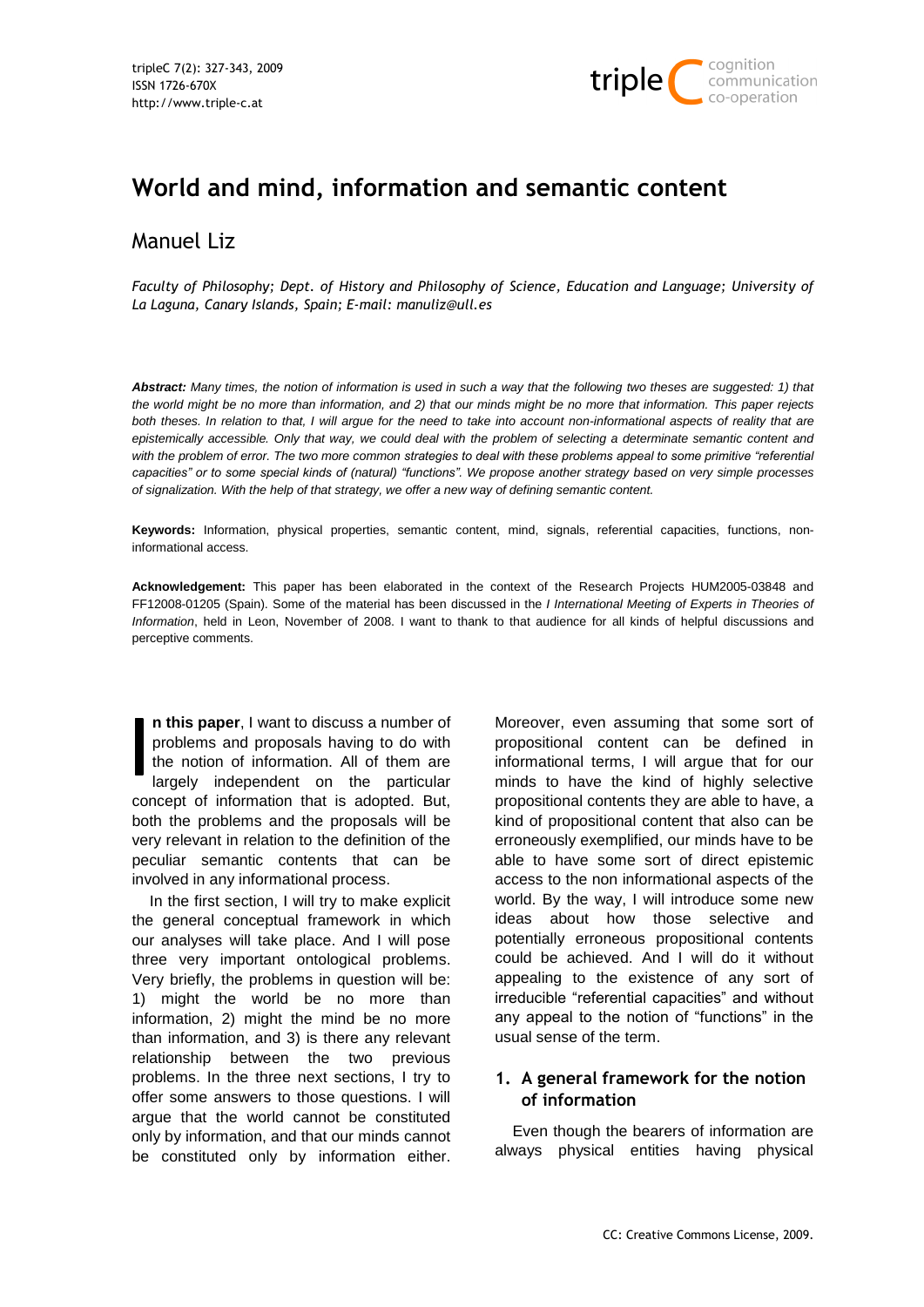# World and mind, information and semantic content

## Manuel Liz

*Faculty of Philosophy; Dept. of History and Philosophy of Science, Education and Language; University of La Laguna, Canary Islands, Spain; E-mail: manuliz@ull.es*

***Abstract:*** *Many times, the notion of information is used in such a way that the following two theses are suggested: 1) that the world might be no more than information, and 2) that our minds might be no more that information. This paper rejects both theses. In relation to that, I will argue for the need to take into account non-informational aspects of reality that are epistemically accessible. Only that way, we could deal with the problem of selecting a determinate semantic content and with the problem of error. The two more common strategies to deal with these problems appeal to some primitive "referential capacities" or to some special kinds of (natural) "functions". We propose another strategy based on very simple processes of signalization. With the help of that strategy, we offer a new way of defining semantic content.*

**Keywords:** Information, physical properties, semantic content, mind, signals, referential capacities, functions, non-informational access.

**Acknowledgement:** This paper has been elaborated in the context of the Research Projects HUM2005-03848 and FF12008-01205 (Spain). Some of the material has been discussed in the *I International Meeting of Experts in Theories of Information*, held in Leon, November of 2008. I want to thank to that audience for all kinds of helpful discussions and perceptive comments.

**In this paper**, I want to discuss a number of problems and proposals having to do with the notion of information. All of them are largely independent on the particular concept of information that is adopted. But, both the problems and the proposals will be very relevant in relation to the definition of the peculiar semantic contents that can be involved in any informational process.

In the first section, I will try to make explicit the general conceptual framework in which our analyses will take place. And I will pose three very important ontological problems. Very briefly, the problems in question will be: 1) might the world be no more than information, 2) might the mind be no more than information, and 3) is there any relevant relationship between the two previous problems. In the three next sections, I try to offer some answers to those questions. I will argue that the world cannot be constituted only by information, and that our minds cannot be constituted only by information either. Moreover, even assuming that some sort of propositional content can be defined in informational terms, I will argue that for our minds to have the kind of highly selective propositional contents they are able to have, a kind of propositional content that also can be erroneously exemplified, our minds have to be able to have some sort of direct epistemic access to the non informational aspects of the world. By the way, I will introduce some new ideas about how those selective and potentially erroneous propositional contents could be achieved. And I will do it without appealing to the existence of any sort of irreducible "referential capacities" and without any appeal to the notion of "functions" in the usual sense of the term.

## 1. A general framework for the notion of information

Even though the bearers of information are always physical entities having physical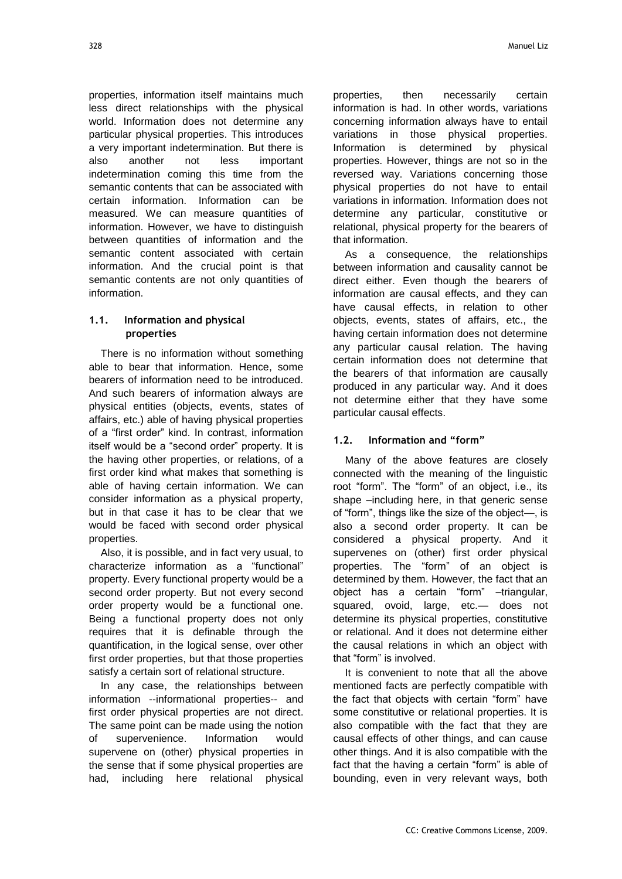properties, information itself maintains much less direct relationships with the physical world. Information does not determine any particular physical properties. This introduces a very important indetermination. But there is also another not less important indetermination coming this time from the semantic contents that can be associated with certain information. Information can be measured. We can measure quantities of information. However, we have to distinguish between quantities of information and the semantic content associated with certain information. And the crucial point is that semantic contents are not only quantities of information.

### 1.1. Information and physical properties

There is no information without something able to bear that information. Hence, some bearers of information need to be introduced. And such bearers of information always are physical entities (objects, events, states of affairs, etc.) able of having physical properties of a "first order" kind. In contrast, information itself would be a "second order" property. It is the having other properties, or relations, of a first order kind what makes that something is able of having certain information. We can consider information as a physical property, but in that case it has to be clear that we would be faced with second order physical properties.

Also, it is possible, and in fact very usual, to characterize information as a "functional" property. Every functional property would be a second order property. But not every second order property would be a functional one. Being a functional property does not only requires that it is definable through the quantification, in the logical sense, over other first order properties, but that those properties satisfy a certain sort of relational structure.

In any case, the relationships between information --informational properties-- and first order physical properties are not direct. The same point can be made using the notion of supervenience. Information would supervene on (other) physical properties in the sense that if some physical properties are had, including here relational physical properties, then necessarily certain information is had. In other words, variations concerning information always have to entail variations in those physical properties. Information is determined by physical properties. However, things are not so in the reversed way. Variations concerning those physical properties do not have to entail variations in information. Information does not determine any particular, constitutive or relational, physical property for the bearers of that information.

As a consequence, the relationships between information and causality cannot be direct either. Even though the bearers of information are causal effects, and they can have causal effects, in relation to other objects, events, states of affairs, etc., the having certain information does not determine any particular causal relation. The having certain information does not determine that the bearers of that information are causally produced in any particular way. And it does not determine either that they have some particular causal effects.

### 1.2. Information and "form"

Many of the above features are closely connected with the meaning of the linguistic root "form". The "form" of an object, i.e., its shape –including here, in that generic sense of "form", things like the size of the object—, is also a second order property. It can be considered a physical property. And it supervenes on (other) first order physical properties. The "form" of an object is determined by them. However, the fact that an object has a certain "form" –triangular, squared, ovoid, large, etc.— does not determine its physical properties, constitutive or relational. And it does not determine either the causal relations in which an object with that "form" is involved.

It is convenient to note that all the above mentioned facts are perfectly compatible with the fact that objects with certain "form" have some constitutive or relational properties. It is also compatible with the fact that they are causal effects of other things, and can cause other things. And it is also compatible with the fact that the having a certain "form" is able of bounding, even in very relevant ways, both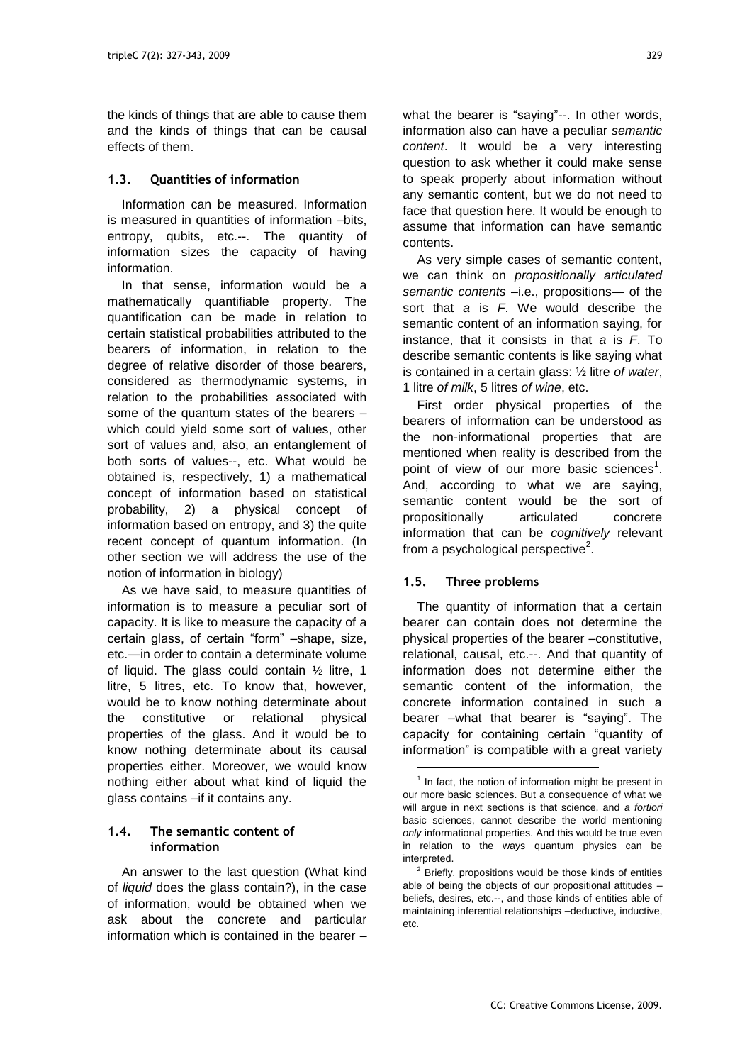the kinds of things that are able to cause them and the kinds of things that can be causal effects of them.

### 1.3. Quantities of information

Information can be measured. Information is measured in quantities of information –bits, entropy, qubits, etc.--. The quantity of information sizes the capacity of having information.

In that sense, information would be a mathematically quantifiable property. The quantification can be made in relation to certain statistical probabilities attributed to the bearers of information, in relation to the degree of relative disorder of those bearers, considered as thermodynamic systems, in relation to the probabilities associated with some of the quantum states of the bearers –which could yield some sort of values, other sort of values and, also, an entanglement of both sorts of values--, etc. What would be obtained is, respectively, 1) a mathematical concept of information based on statistical probability, 2) a physical concept of information based on entropy, and 3) the quite recent concept of quantum information. (In other section we will address the use of the notion of information in biology)

As we have said, to measure quantities of information is to measure a peculiar sort of capacity. It is like to measure the capacity of a certain glass, of certain "form" –shape, size, etc.—in order to contain a determinate volume of liquid. The glass could contain ½ litre, 1 litre, 5 litres, etc. To know that, however, would be to know nothing determinate about the constitutive or relational physical properties of the glass. And it would be to know nothing determinate about its causal properties either. Moreover, we would know nothing either about what kind of liquid the glass contains –if it contains any.

### 1.4. The semantic content of information

An answer to the last question (What kind of *liquid* does the glass contain?), in the case of information, would be obtained when we ask about the concrete and particular information which is contained in the bearer –what the bearer is "saying"--. In other words, information also can have a peculiar *semantic content*. It would be a very interesting question to ask whether it could make sense to speak properly about information without any semantic content, but we do not need to face that question here. It would be enough to assume that information can have semantic contents.

As very simple cases of semantic content, we can think on *propositionally articulated semantic contents* –i.e., propositions— of the sort that *a* is *F*. We would describe the semantic content of an information saying, for instance, that it consists in that *a* is *F*. To describe semantic contents is like saying what is contained in a certain glass: ½ litre *of water*, 1 litre *of milk*, 5 litres *of wine*, etc.

First order physical properties of the bearers of information can be understood as the non-informational properties that are mentioned when reality is described from the point of view of our more basic sciences[1]. And, according to what we are saying, semantic content would be the sort of propositionally articulated concrete information that can be *cognitively* relevant from a psychological perspective[2].

### 1.5. Three problems

The quantity of information that a certain bearer can contain does not determine the physical properties of the bearer –constitutive, relational, causal, etc.--. And that quantity of information does not determine either the semantic content of the information, the concrete information contained in such a bearer –what that bearer is "saying". The capacity for containing certain "quantity of information" is compatible with a great variety

---

[1] In fact, the notion of information might be present in our more basic sciences. But a consequence of what we will argue in next sections is that science, and *a fortiori* basic sciences, cannot describe the world mentioning *only* informational properties. And this would be true even in relation to the ways quantum physics can be interpreted.

[2] Briefly, propositions would be those kinds of entities able of being the objects of our propositional attitudes –beliefs, desires, etc.--, and those kinds of entities able of maintaining inferential relationships –deductive, inductive, etc.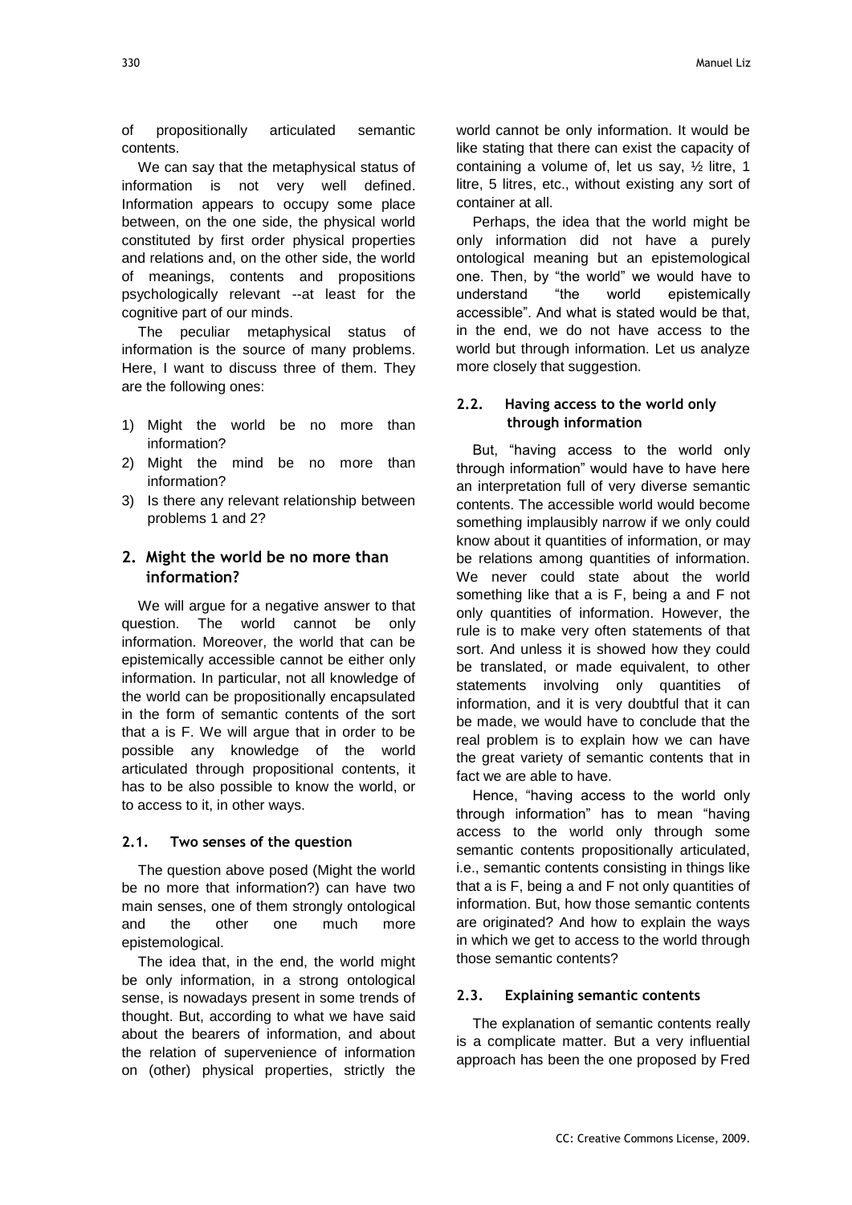of propositionally articulated semantic contents.

We can say that the metaphysical status of information is not very well defined. Information appears to occupy some place between, on the one side, the physical world constituted by first order physical properties and relations and, on the other side, the world of meanings, contents and propositions psychologically relevant --at least for the cognitive part of our minds.

The peculiar metaphysical status of information is the source of many problems. Here, I want to discuss three of them. They are the following ones:

1) Might the world be no more than information?
2) Might the mind be no more than information?
3) Is there any relevant relationship between problems 1 and 2?

## 2. Might the world be no more than information?

We will argue for a negative answer to that question. The world cannot be only information. Moreover, the world that can be epistemically accessible cannot be either only information. In particular, not all knowledge of the world can be propositionally encapsulated in the form of semantic contents of the sort that a is F. We will argue that in order to be possible any knowledge of the world articulated through propositional contents, it has to be also possible to know the world, or to access to it, in other ways.

### 2.1. Two senses of the question

The question above posed (Might the world be no more that information?) can have two main senses, one of them strongly ontological and the other one much more epistemological.

The idea that, in the end, the world might be only information, in a strong ontological sense, is nowadays present in some trends of thought. But, according to what we have said about the bearers of information, and about the relation of supervenience of information on (other) physical properties, strictly the world cannot be only information. It would be like stating that there can exist the capacity of containing a volume of, let us say, ½ litre, 1 litre, 5 litres, etc., without existing any sort of container at all.

Perhaps, the idea that the world might be only information did not have a purely ontological meaning but an epistemological one. Then, by "the world" we would have to understand "the world epistemically accessible". And what is stated would be that, in the end, we do not have access to the world but through information. Let us analyze more closely that suggestion.

### 2.2. Having access to the world only through information

But, "having access to the world only through information" would have to have here an interpretation full of very diverse semantic contents. The accessible world would become something implausibly narrow if we only could know about it quantities of information, or may be relations among quantities of information. We never could state about the world something like that a is F, being a and F not only quantities of information. However, the rule is to make very often statements of that sort. And unless it is showed how they could be translated, or made equivalent, to other statements involving only quantities of information, and it is very doubtful that it can be made, we would have to conclude that the real problem is to explain how we can have the great variety of semantic contents that in fact we are able to have.

Hence, "having access to the world only through information" has to mean "having access to the world only through some semantic contents propositionally articulated, i.e., semantic contents consisting in things like that a is F, being a and F not only quantities of information. But, how those semantic contents are originated? And how to explain the ways in which we get to access to the world through those semantic contents?

### 2.3. Explaining semantic contents

The explanation of semantic contents really is a complicate matter. But a very influential approach has been the one proposed by Fred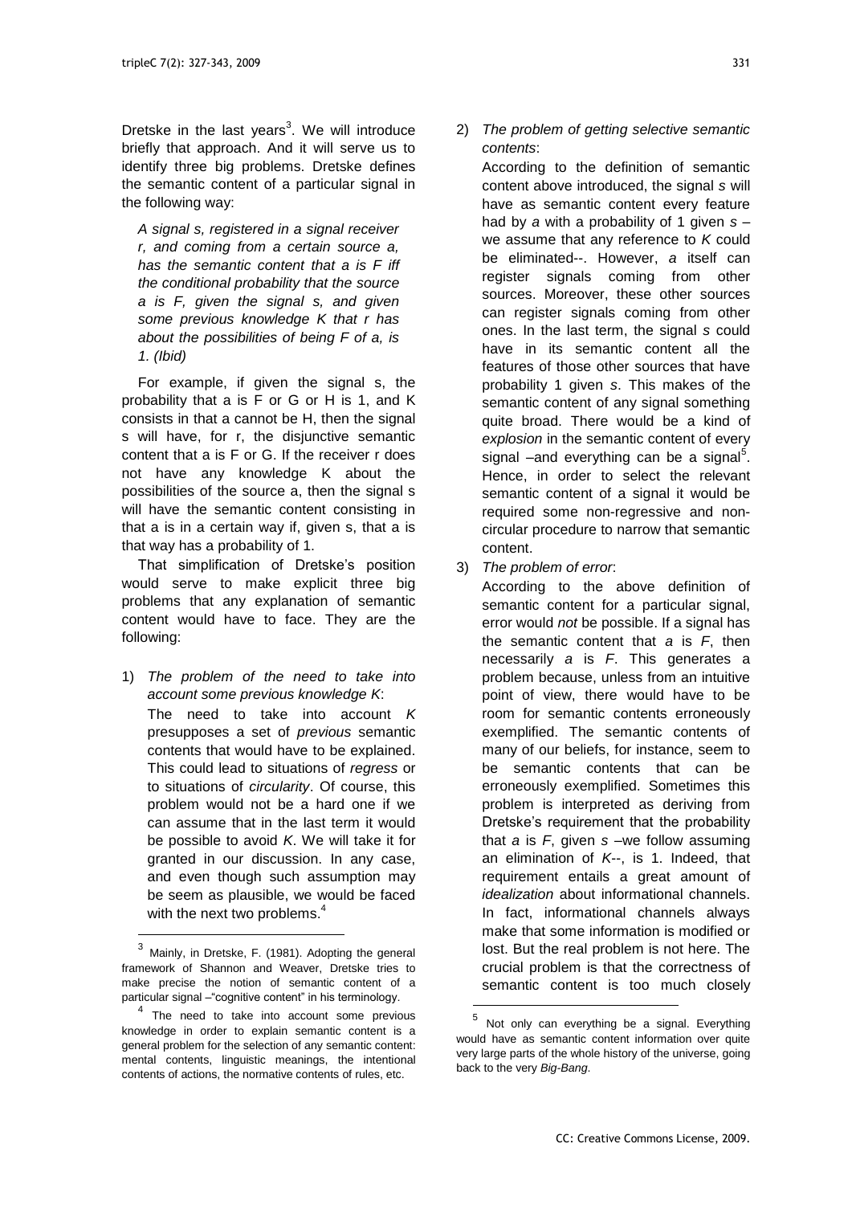Dretske in the last years[3]. We will introduce briefly that approach. And it will serve us to identify three big problems. Dretske defines the semantic content of a particular signal in the following way:

> *A signal s, registered in a signal receiver r, and coming from a certain source a, has the semantic content that a is F iff the conditional probability that the source a is F, given the signal s, and given some previous knowledge K that r has about the possibilities of being F of a, is 1. (Ibid)*

For example, if given the signal s, the probability that a is F or G or H is 1, and K consists in that a cannot be H, then the signal s will have, for r, the disjunctive semantic content that a is F or G. If the receiver r does not have any knowledge K about the possibilities of the source a, then the signal s will have the semantic content consisting in that a is in a certain way if, given s, that a is that way has a probability of 1.

That simplification of Dretske's position would serve to make explicit three big problems that any explanation of semantic content would have to face. They are the following:

1) *The problem of the need to take into account some previous knowledge K*:
   The need to take into account *K* presupposes a set of *previous* semantic contents that would have to be explained. This could lead to situations of *regress* or to situations of *circularity*. Of course, this problem would not be a hard one if we can assume that in the last term it would be possible to avoid *K*. We will take it for granted in our discussion. In any case, and even though such assumption may be seem as plausible, we would be faced with the next two problems.[4]

2) *The problem of getting selective semantic contents*:
   According to the definition of semantic content above introduced, the signal *s* will have as semantic content every feature had by *a* with a probability of 1 given *s* –we assume that any reference to *K* could be eliminated--. However, *a* itself can register signals coming from other sources. Moreover, these other sources can register signals coming from other ones. In the last term, the signal *s* could have in its semantic content all the features of those other sources that have probability 1 given *s*. This makes of the semantic content of any signal something quite broad. There would be a kind of *explosion* in the semantic content of every signal –and everything can be a signal[5]. Hence, in order to select the relevant semantic content of a signal it would be required some non-regressive and non-circular procedure to narrow that semantic content.

3) *The problem of error*:
   According to the above definition of semantic content for a particular signal, error would *not* be possible. If a signal has the semantic content that *a* is *F*, then necessarily *a* is *F*. This generates a problem because, unless from an intuitive point of view, there would have to be room for semantic contents erroneously exemplified. The semantic contents of many of our beliefs, for instance, seem to be semantic contents that can be erroneously exemplified. Sometimes this problem is interpreted as deriving from Dretske's requirement that the probability that *a* is *F*, given *s* –we follow assuming an elimination of *K*--, is 1. Indeed, that requirement entails a great amount of *idealization* about informational channels. In fact, informational channels always make that some information is modified or lost. But the real problem is not here. The crucial problem is that the correctness of semantic content is too much closely

---

[3] Mainly, in Dretske, F. (1981). Adopting the general framework of Shannon and Weaver, Dretske tries to make precise the notion of semantic content of a particular signal –"cognitive content" in his terminology.

[4] The need to take into account some previous knowledge in order to explain semantic content is a general problem for the selection of any semantic content: mental contents, linguistic meanings, the intentional contents of actions, the normative contents of rules, etc.

[5] Not only can everything be a signal. Everything would have as semantic content information over quite very large parts of the whole history of the universe, going back to the very *Big-Bang.*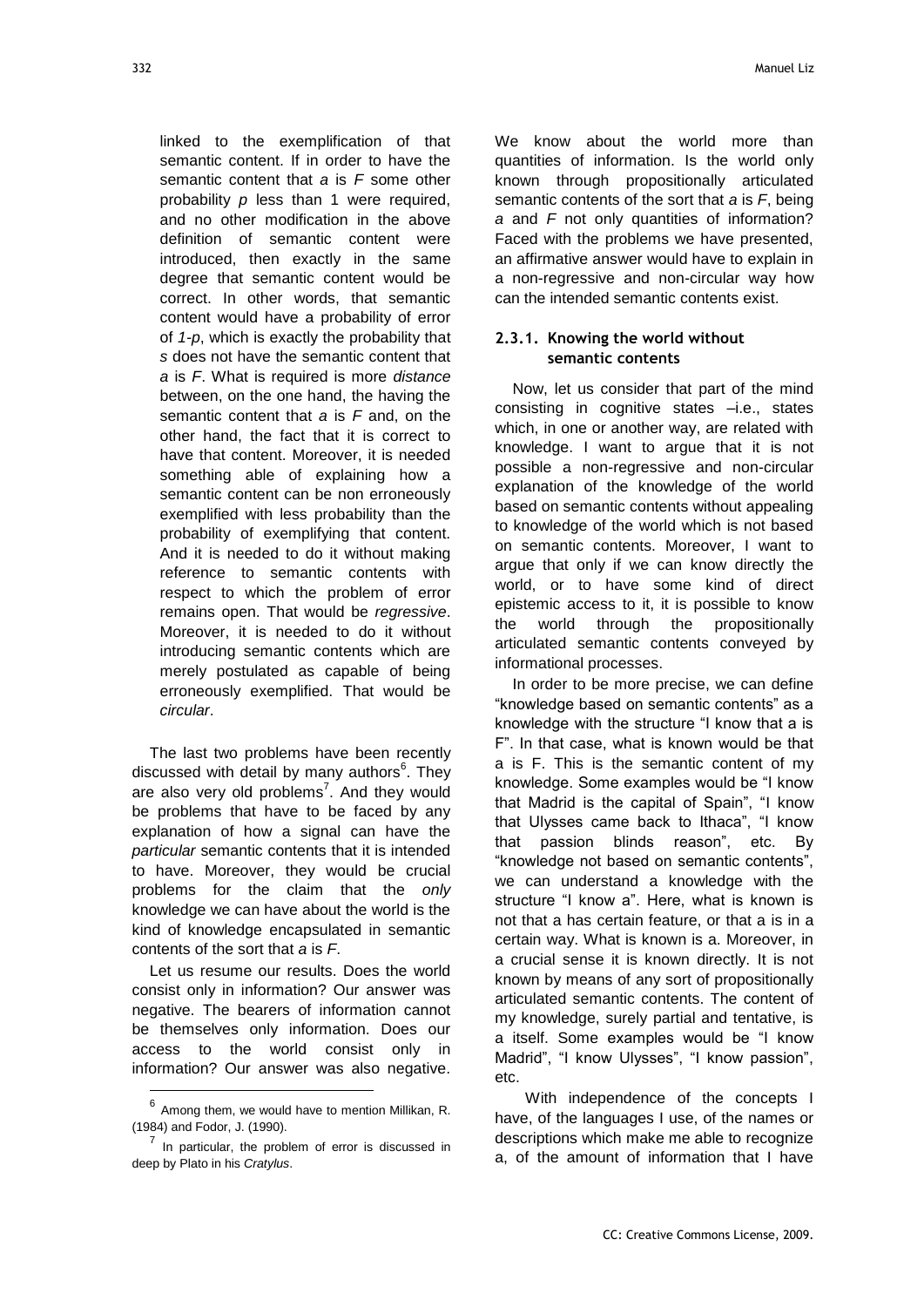linked to the exemplification of that semantic content. If in order to have the semantic content that *a* is *F* some other probability *p* less than 1 were required, and no other modification in the above definition of semantic content were introduced, then exactly in the same degree that semantic content would be correct. In other words, that semantic content would have a probability of error of *1-p*, which is exactly the probability that *s* does not have the semantic content that *a* is *F*. What is required is more *distance* between, on the one hand, the having the semantic content that *a* is *F* and, on the other hand, the fact that it is correct to have that content. Moreover, it is needed something able of explaining how a semantic content can be non erroneously exemplified with less probability than the probability of exemplifying that content. And it is needed to do it without making reference to semantic contents with respect to which the problem of error remains open. That would be *regressive*. Moreover, it is needed to do it without introducing semantic contents which are merely postulated as capable of being erroneously exemplified. That would be *circular*.

The last two problems have been recently discussed with detail by many authors[6]. They are also very old problems[7]. And they would be problems that have to be faced by any explanation of how a signal can have the *particular* semantic contents that it is intended to have. Moreover, they would be crucial problems for the claim that the *only* knowledge we can have about the world is the kind of knowledge encapsulated in semantic contents of the sort that *a* is *F*.

Let us resume our results. Does the world consist only in information? Our answer was negative. The bearers of information cannot be themselves only information. Does our access to the world consist only in information? Our answer was also negative. We know about the world more than quantities of information. Is the world only known through propositionally articulated semantic contents of the sort that *a* is *F*, being *a* and *F* not only quantities of information? Faced with the problems we have presented, an affirmative answer would have to explain in a non-regressive and non-circular way how can the intended semantic contents exist.

### 2.3.1. Knowing the world without semantic contents

Now, let us consider that part of the mind consisting in cognitive states –i.e., states which, in one or another way, are related with knowledge. I want to argue that it is not possible a non-regressive and non-circular explanation of the knowledge of the world based on semantic contents without appealing to knowledge of the world which is not based on semantic contents. Moreover, I want to argue that only if we can know directly the world, or to have some kind of direct epistemic access to it, it is possible to know the world through the propositionally articulated semantic contents conveyed by informational processes.

In order to be more precise, we can define "knowledge based on semantic contents" as a knowledge with the structure "I know that a is F". In that case, what is known would be that a is F. This is the semantic content of my knowledge. Some examples would be "I know that Madrid is the capital of Spain", "I know that Ulysses came back to Ithaca", "I know that passion blinds reason", etc. By "knowledge not based on semantic contents", we can understand a knowledge with the structure "I know a". Here, what is known is not that a has certain feature, or that a is in a certain way. What is known is a. Moreover, in a crucial sense it is known directly. It is not known by means of any sort of propositionally articulated semantic contents. The content of my knowledge, surely partial and tentative, is a itself. Some examples would be "I know Madrid", "I know Ulysses", "I know passion", etc.

With independence of the concepts I have, of the languages I use, of the names or descriptions which make me able to recognize a, of the amount of information that I have

---

[6] Among them, we would have to mention Millikan, R. (1984) and Fodor, J. (1990).

[7] In particular, the problem of error is discussed in deep by Plato in his *Cratylus*.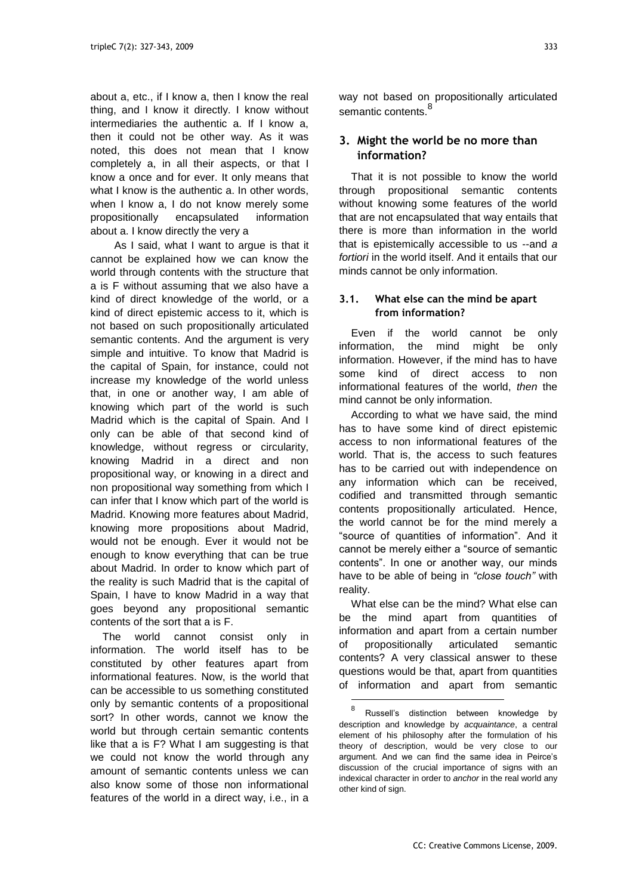about a, etc., if I know a, then I know the real thing, and I know it directly. I know without intermediaries the authentic a. If I know a, then it could not be other way. As it was noted, this does not mean that I know completely a, in all their aspects, or that I know a once and for ever. It only means that what I know is the authentic a. In other words, when I know a, I do not know merely some propositionally encapsulated information about a. I know directly the very a

As I said, what I want to argue is that it cannot be explained how we can know the world through contents with the structure that a is F without assuming that we also have a kind of direct knowledge of the world, or a kind of direct epistemic access to it, which is not based on such propositionally articulated semantic contents. And the argument is very simple and intuitive. To know that Madrid is the capital of Spain, for instance, could not increase my knowledge of the world unless that, in one or another way, I am able of knowing which part of the world is such Madrid which is the capital of Spain. And I only can be able of that second kind of knowledge, without regress or circularity, knowing Madrid in a direct and non propositional way, or knowing in a direct and non propositional way something from which I can infer that I know which part of the world is Madrid. Knowing more features about Madrid, knowing more propositions about Madrid, would not be enough. Ever it would not be enough to know everything that can be true about Madrid. In order to know which part of the reality is such Madrid that is the capital of Spain, I have to know Madrid in a way that goes beyond any propositional semantic contents of the sort that a is F.

The world cannot consist only in information. The world itself has to be constituted by other features apart from informational features. Now, is the world that can be accessible to us something constituted only by semantic contents of a propositional sort? In other words, cannot we know the world but through certain semantic contents like that a is F? What I am suggesting is that we could not know the world through any amount of semantic contents unless we can also know some of those non informational features of the world in a direct way, i.e., in a way not based on propositionally articulated semantic contents.[8]

## 3. Might the world be no more than information?

That it is not possible to know the world through propositional semantic contents without knowing some features of the world that are not encapsulated that way entails that there is more than information in the world that is epistemically accessible to us --and *a fortiori* in the world itself. And it entails that our minds cannot be only information.

### 3.1. What else can the mind be apart from information?

Even if the world cannot be only information, the mind might be only information. However, if the mind has to have some kind of direct access to non informational features of the world, *then* the mind cannot be only information.

According to what we have said, the mind has to have some kind of direct epistemic access to non informational features of the world. That is, the access to such features has to be carried out with independence on any information which can be received, codified and transmitted through semantic contents propositionally articulated. Hence, the world cannot be for the mind merely a "source of quantities of information". And it cannot be merely either a "source of semantic contents". In one or another way, our minds have to be able of being in *"close touch"* with reality.

What else can be the mind? What else can be the mind apart from quantities of information and apart from a certain number of propositionally articulated semantic contents? A very classical answer to these questions would be that, apart from quantities of information and apart from semantic

---

[8] Russell's distinction between knowledge by description and knowledge by *acquaintance*, a central element of his philosophy after the formulation of his theory of description, would be very close to our argument. And we can find the same idea in Peirce's discussion of the crucial importance of signs with an indexical character in order to *anchor* in the real world any other kind of sign.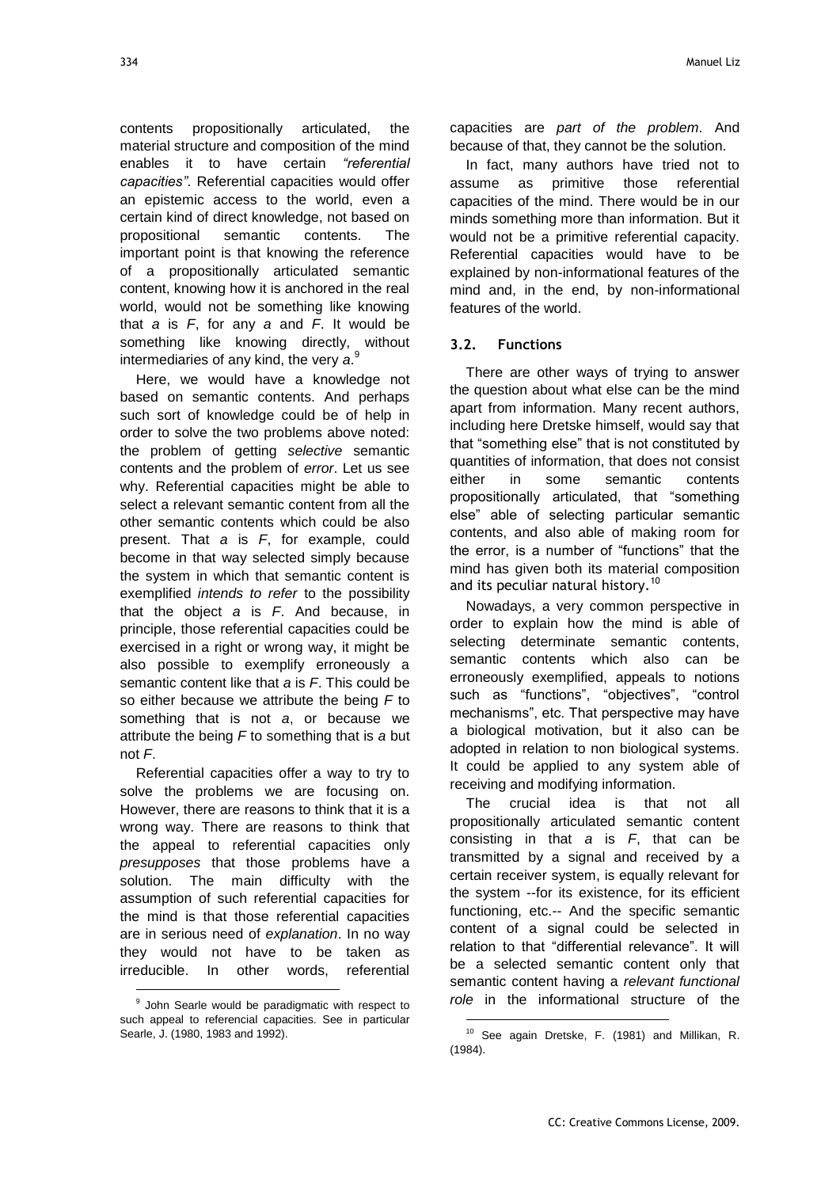contents propositionally articulated, the material structure and composition of the mind enables it to have certain *"referential capacities"*. Referential capacities would offer an epistemic access to the world, even a certain kind of direct knowledge, not based on propositional semantic contents. The important point is that knowing the reference of a propositionally articulated semantic content, knowing how it is anchored in the real world, would not be something like knowing that *a* is *F*, for any *a* and *F*. It would be something like knowing directly, without intermediaries of any kind, the very *a*.[9]

Here, we would have a knowledge not based on semantic contents. And perhaps such sort of knowledge could be of help in order to solve the two problems above noted: the problem of getting *selective* semantic contents and the problem of *error*. Let us see why. Referential capacities might be able to select a relevant semantic content from all the other semantic contents which could be also present. That *a* is *F*, for example, could become in that way selected simply because the system in which that semantic content is exemplified *intends to refer* to the possibility that the object *a* is *F*. And because, in principle, those referential capacities could be exercised in a right or wrong way, it might be also possible to exemplify erroneously a semantic content like that *a* is *F*. This could be so either because we attribute the being *F* to something that is not *a*, or because we attribute the being *F* to something that is *a* but not *F*.

Referential capacities offer a way to try to solve the problems we are focusing on. However, there are reasons to think that it is a wrong way. There are reasons to think that the appeal to referential capacities only *presupposes* that those problems have a solution. The main difficulty with the assumption of such referential capacities for the mind is that those referential capacities are in serious need of *explanation*. In no way they would not have to be taken as irreducible. In other words, referential capacities are *part of the problem*. And because of that, they cannot be the solution.

In fact, many authors have tried not to assume as primitive those referential capacities of the mind. There would be in our minds something more than information. But it would not be a primitive referential capacity. Referential capacities would have to be explained by non-informational features of the mind and, in the end, by non-informational features of the world.

### 3.2. Functions

There are other ways of trying to answer the question about what else can be the mind apart from information. Many recent authors, including here Dretske himself, would say that that "something else" that is not constituted by quantities of information, that does not consist either in some semantic contents propositionally articulated, that "something else" able of selecting particular semantic contents, and also able of making room for the error, is a number of "functions" that the mind has given both its material composition and its peculiar natural history.[10]

Nowadays, a very common perspective in order to explain how the mind is able of selecting determinate semantic contents, semantic contents which also can be erroneously exemplified, appeals to notions such as "functions", "objectives", "control mechanisms", etc. That perspective may have a biological motivation, but it also can be adopted in relation to non biological systems. It could be applied to any system able of receiving and modifying information.

The crucial idea is that not all propositionally articulated semantic content consisting in that *a* is *F*, that can be transmitted by a signal and received by a certain receiver system, is equally relevant for the system --for its existence, for its efficient functioning, etc.-- And the specific semantic content of a signal could be selected in relation to that "differential relevance". It will be a selected semantic content only that semantic content having a *relevant functional role* in the informational structure of the

---

[9] John Searle would be paradigmatic with respect to such appeal to referencial capacities. See in particular Searle, J. (1980, 1983 and 1992).

[10] See again Dretske, F. (1981) and Millikan, R. (1984).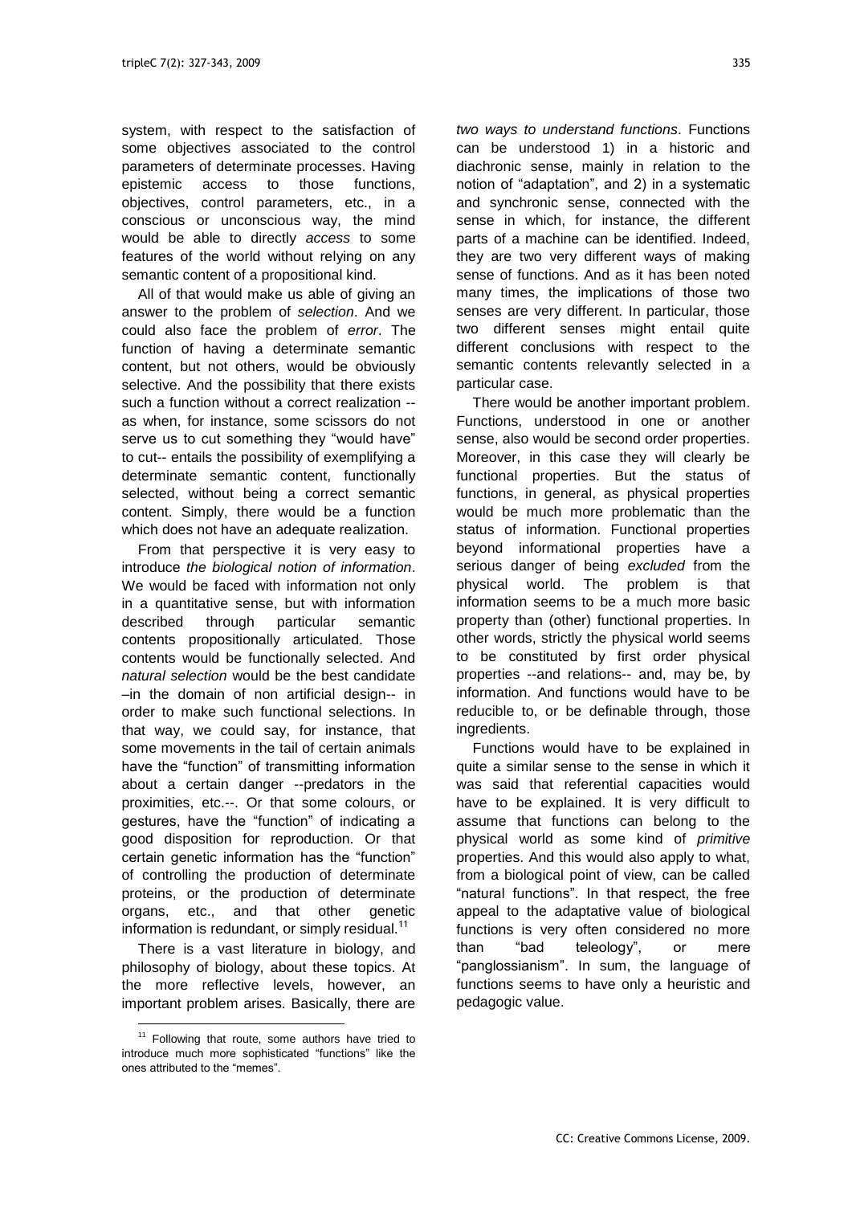system, with respect to the satisfaction of some objectives associated to the control parameters of determinate processes. Having epistemic access to those functions, objectives, control parameters, etc., in a conscious or unconscious way, the mind would be able to directly *access* to some features of the world without relying on any semantic content of a propositional kind.

All of that would make us able of giving an answer to the problem of *selection*. And we could also face the problem of *error*. The function of having a determinate semantic content, but not others, would be obviously selective. And the possibility that there exists such a function without a correct realization -- as when, for instance, some scissors do not serve us to cut something they "would have" to cut-- entails the possibility of exemplifying a determinate semantic content, functionally selected, without being a correct semantic content. Simply, there would be a function which does not have an adequate realization.

From that perspective it is very easy to introduce *the biological notion of information*. We would be faced with information not only in a quantitative sense, but with information described through particular semantic contents propositionally articulated. Those contents would be functionally selected. And *natural selection* would be the best candidate –in the domain of non artificial design-- in order to make such functional selections. In that way, we could say, for instance, that some movements in the tail of certain animals have the "function" of transmitting information about a certain danger --predators in the proximities, etc.--. Or that some colours, or gestures, have the "function" of indicating a good disposition for reproduction. Or that certain genetic information has the "function" of controlling the production of determinate proteins, or the production of determinate organs, etc., and that other genetic information is redundant, or simply residual.[11]

There is a vast literature in biology, and philosophy of biology, about these topics. At the more reflective levels, however, an important problem arises. Basically, there are *two ways to understand functions*. Functions can be understood 1) in a historic and diachronic sense, mainly in relation to the notion of "adaptation", and 2) in a systematic and synchronic sense, connected with the sense in which, for instance, the different parts of a machine can be identified. Indeed, they are two very different ways of making sense of functions. And as it has been noted many times, the implications of those two senses are very different. In particular, those two different senses might entail quite different conclusions with respect to the semantic contents relevantly selected in a particular case.

There would be another important problem. Functions, understood in one or another sense, also would be second order properties. Moreover, in this case they will clearly be functional properties. But the status of functions, in general, as physical properties would be much more problematic than the status of information. Functional properties beyond informational properties have a serious danger of being *excluded* from the physical world. The problem is that information seems to be a much more basic property than (other) functional properties. In other words, strictly the physical world seems to be constituted by first order physical properties --and relations-- and, may be, by information. And functions would have to be reducible to, or be definable through, those ingredients.

Functions would have to be explained in quite a similar sense to the sense in which it was said that referential capacities would have to be explained. It is very difficult to assume that functions can belong to the physical world as some kind of *primitive* properties. And this would also apply to what, from a biological point of view, can be called "natural functions". In that respect, the free appeal to the adaptative value of biological functions is very often considered no more than "bad teleology", or mere "panglossianism". In sum, the language of functions seems to have only a heuristic and pedagogic value.

[11] Following that route, some authors have tried to introduce much more sophisticated "functions" like the ones attributed to the "memes".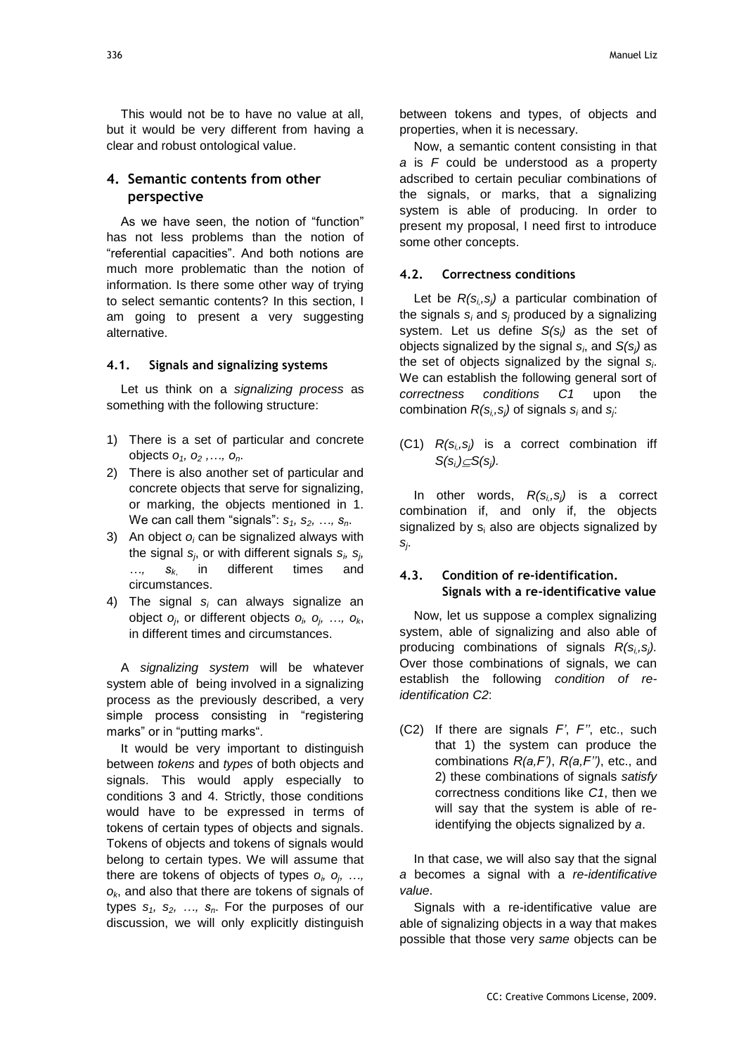This would not be to have no value at all, but it would be very different from having a clear and robust ontological value.

## 4. Semantic contents from other perspective

As we have seen, the notion of "function" has not less problems than the notion of "referential capacities". And both notions are much more problematic than the notion of information. Is there some other way of trying to select semantic contents? In this section, I am going to present a very suggesting alternative.

### 4.1. Signals and signalizing systems

Let us think on a *signalizing process* as something with the following structure:

1) There is a set of particular and concrete objects $o_1, o_2, \ldots, o_n$.
2) There is also another set of particular and concrete objects that serve for signalizing, or marking, the objects mentioned in 1. We can call them "signals": $s_1, s_2, \ldots, s_n$.
3) An object $o_i$ can be signalized always with the signal $s_j$, or with different signals $s_i, s_j, \ldots, s_k$, in different times and circumstances.
4) The signal $s_i$ can always signalize an object $o_j$, or different objects $o_i, o_j, \ldots, o_k$, in different times and circumstances.

A *signalizing system* will be whatever system able of being involved in a signalizing process as the previously described, a very simple process consisting in "registering marks" or in "putting marks".

It would be very important to distinguish between *tokens* and *types* of both objects and signals. This would apply especially to conditions 3 and 4. Strictly, those conditions would have to be expressed in terms of tokens of certain types of objects and signals. Tokens of objects and tokens of signals would belong to certain types. We will assume that there are tokens of objects of types $o_i, o_j, \ldots, o_k$, and also that there are tokens of signals of types $s_1, s_2, \ldots, s_n$. For the purposes of our discussion, we will only explicitly distinguish between tokens and types, of objects and properties, when it is necessary.

Now, a semantic content consisting in that *a* is *F* could be understood as a property adscribed to certain peculiar combinations of the signals, or marks, that a signalizing system is able of producing. In order to present my proposal, I need first to introduce some other concepts.

### 4.2. Correctness conditions

Let be $R(s_i, s_j)$ a particular combination of the signals $s_i$ and $s_j$ produced by a signalizing system. Let us define $S(s_i)$ as the set of objects signalized by the signal $s_i$, and $S(s_j)$ as the set of objects signalized by the signal $s_i$. We can establish the following general sort of *correctness conditions C1* upon the combination $R(s_i, s_j)$ of signals $s_i$ and $s_j$:

(C1) $R(s_i, s_j)$ is a correct combination iff $S(s_i) \subseteq S(s_j)$.

In other words, $R(s_i, s_j)$ is a correct combination if, and only if, the objects signalized by $s_i$ also are objects signalized by $s_j$.

### 4.3. Condition of re-identification. Signals with a re-identificative value

Now, let us suppose a complex signalizing system, able of signalizing and also able of producing combinations of signals $R(s_i, s_j)$. Over those combinations of signals, we can establish the following *condition of re-identification C2*:

(C2) If there are signals $F'$, $F''$, etc., such that 1) the system can produce the combinations $R(a,F')$, $R(a,F'')$, etc., and 2) these combinations of signals *satisfy* correctness conditions like *C1*, then we will say that the system is able of re-identifying the objects signalized by *a*.

In that case, we will also say that the signal *a* becomes a signal with a *re-identificative value*.

Signals with a re-identificative value are able of signalizing objects in a way that makes possible that those very *same* objects can be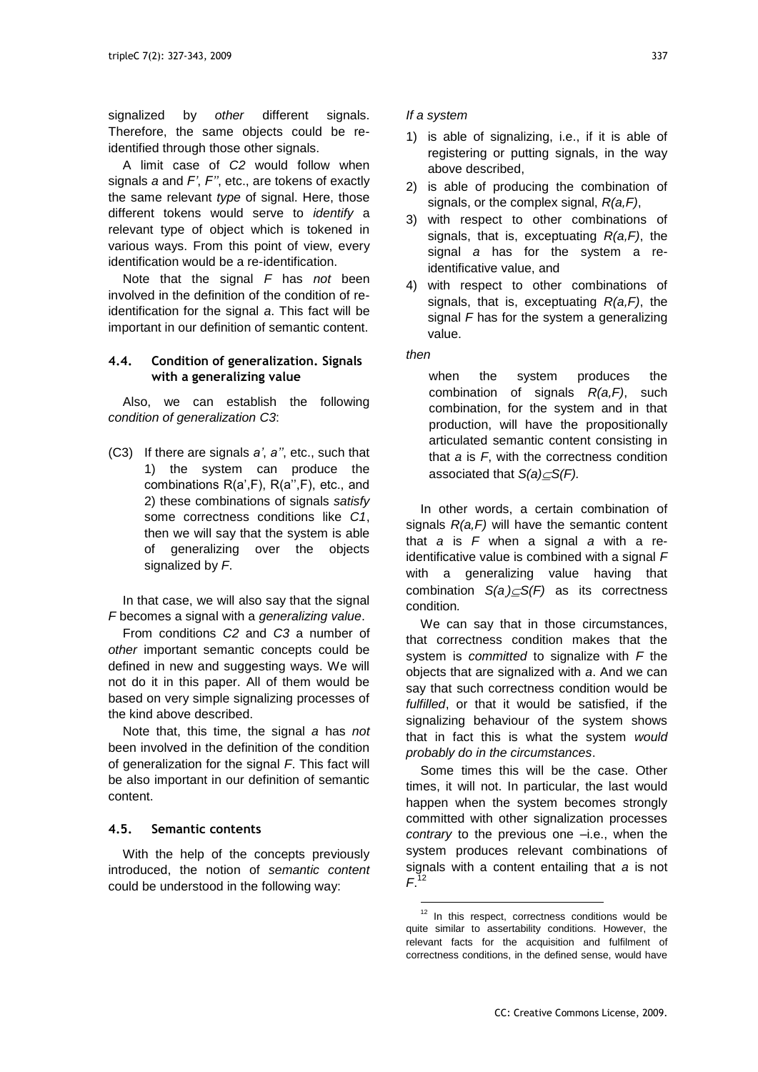signalized by *other* different signals. Therefore, the same objects could be re-identified through those other signals.

A limit case of *C2* would follow when signals *a* and *F'*, *F''*, etc., are tokens of exactly the same relevant *type* of signal. Here, those different tokens would serve to *identify* a relevant type of object which is tokened in various ways. From this point of view, every identification would be a re-identification.

Note that the signal *F* has *not* been involved in the definition of the condition of re-identification for the signal *a*. This fact will be important in our definition of semantic content.

### 4.4. Condition of generalization. Signals with a generalizing value

Also, we can establish the following *condition of generalization C3*:

(C3) If there are signals *a'*, *a''*, etc., such that 1) the system can produce the combinations R(a',F), R(a'',F), etc., and 2) these combinations of signals *satisfy* some correctness conditions like *C1*, then we will say that the system is able of generalizing over the objects signalized by *F*.

In that case, we will also say that the signal *F* becomes a signal with a *generalizing value*.

From conditions *C2* and *C3* a number of *other* important semantic concepts could be defined in new and suggesting ways. We will not do it in this paper. All of them would be based on very simple signalizing processes of the kind above described.

Note that, this time, the signal *a* has *not* been involved in the definition of the condition of generalization for the signal *F*. This fact will be also important in our definition of semantic content.

### 4.5. Semantic contents

With the help of the concepts previously introduced, the notion of *semantic content* could be understood in the following way:

*If a system*

1) is able of signalizing, i.e., if it is able of registering or putting signals, in the way above described,
2) is able of producing the combination of signals, or the complex signal, *R(a,F)*,
3) with respect to other combinations of signals, that is, exceptuating *R(a,F)*, the signal *a* has for the system a re-identificative value, and
4) with respect to other combinations of signals, that is, exceptuating *R(a,F)*, the signal *F* has for the system a generalizing value.

*then*

> when the system produces the combination of signals *R(a,F)*, such combination, for the system and in that production, will have the propositionally articulated semantic content consisting in that *a* is *F*, with the correctness condition associated that $S(a) \subseteq S(F)$.

In other words, a certain combination of signals *R(a,F)* will have the semantic content that *a* is *F* when a signal *a* with a re-identificative value is combined with a signal *F* with a generalizing value having that combination $S(a) \subseteq S(F)$ as its correctness condition.

We can say that in those circumstances, that correctness condition makes that the system is *committed* to signalize with *F* the objects that are signalized with *a*. And we can say that such correctness condition would be *fulfilled*, or that it would be satisfied, if the signalizing behaviour of the system shows that in fact this is what the system *would probably do in the circumstances*.

Some times this will be the case. Other times, it will not. In particular, the last would happen when the system becomes strongly committed with other signalization processes *contrary* to the previous one –i.e., when the system produces relevant combinations of signals with a content entailing that *a* is not *F*.[12]

[12] In this respect, correctness conditions would be quite similar to assertability conditions. However, the relevant facts for the acquisition and fulfilment of correctness conditions, in the defined sense, would have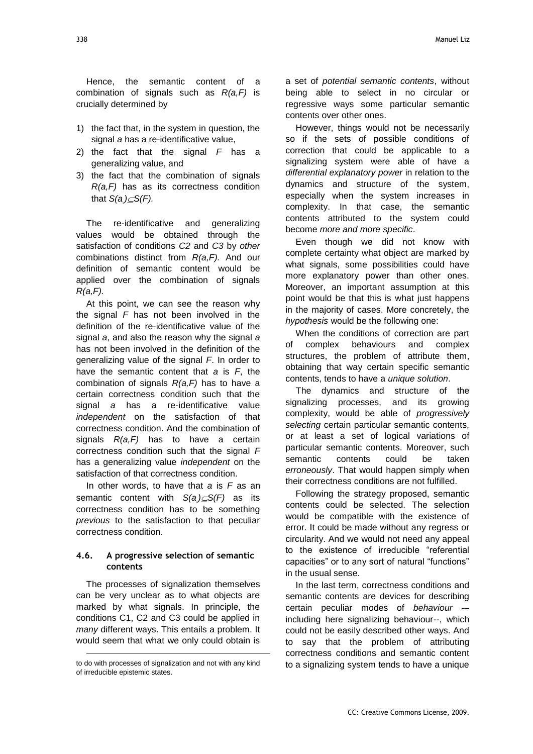Hence, the semantic content of a combination of signals such as $R(a,F)$ is crucially determined by

1) the fact that, in the system in question, the signal $a$ has a re-identificative value,
2) the fact that the signal $F$ has a generalizing value, and
3) the fact that the combination of signals $R(a,F)$ has as its correctness condition that $S(a)\subset S(F)$.

The re-identificative and generalizing values would be obtained through the satisfaction of conditions *C2* and *C3* by *other* combinations distinct from $R(a,F)$. And our definition of semantic content would be applied over the combination of signals $R(a,F)$.

At this point, we can see the reason why the signal $F$ has not been involved in the definition of the re-identificative value of the signal $a$, and also the reason why the signal $a$ has not been involved in the definition of the generalizing value of the signal $F$. In order to have the semantic content that $a$ is $F$, the combination of signals $R(a,F)$ has to have a certain correctness condition such that the signal $a$ has a re-identificative value *independent* on the satisfaction of that correctness condition. And the combination of signals $R(a,F)$ has to have a certain correctness condition such that the signal $F$ has a generalizing value *independent* on the satisfaction of that correctness condition.

In other words, to have that $a$ is $F$ as an semantic content with $S(a)\subset S(F)$ as its correctness condition has to be something *previous* to the satisfaction to that peculiar correctness condition.

### 4.6. A progressive selection of semantic contents

The processes of signalization themselves can be very unclear as to what objects are marked by what signals. In principle, the conditions C1, C2 and C3 could be applied in *many* different ways. This entails a problem. It would seem that what we only could obtain is a set of *potential semantic contents*, without being able to select in no circular or regressive ways some particular semantic contents over other ones.

However, things would not be necessarily so if the sets of possible conditions of correction that could be applicable to a signalizing system were able of have a *differential explanatory power* in relation to the dynamics and structure of the system, especially when the system increases in complexity. In that case, the semantic contents attributed to the system could become *more and more specific*.

Even though we did not know with complete certainty what object are marked by what signals, some possibilities could have more explanatory power than other ones. Moreover, an important assumption at this point would be that this is what just happens in the majority of cases. More concretely, the *hypothesis* would be the following one:

When the conditions of correction are part of complex behaviours and complex structures, the problem of attribute them, obtaining that way certain specific semantic contents, tends to have a *unique solution*.

The dynamics and structure of the signalizing processes, and its growing complexity, would be able of *progressively selecting* certain particular semantic contents, or at least a set of logical variations of particular semantic contents. Moreover, such semantic contents could be taken *erroneously*. That would happen simply when their correctness conditions are not fulfilled.

Following the strategy proposed, semantic contents could be selected. The selection would be compatible with the existence of error. It could be made without any regress or circularity. And we would not need any appeal to the existence of irreducible "referential capacities" or to any sort of natural "functions" in the usual sense.

In the last term, correctness conditions and semantic contents are devices for describing certain peculiar modes of *behaviour* -– including here signalizing behaviour--, which could not be easily described other ways. And to say that the problem of attributing correctness conditions and semantic content to a signalizing system tends to have a unique

to do with processes of signalization and not with any kind of irreducible epistemic states.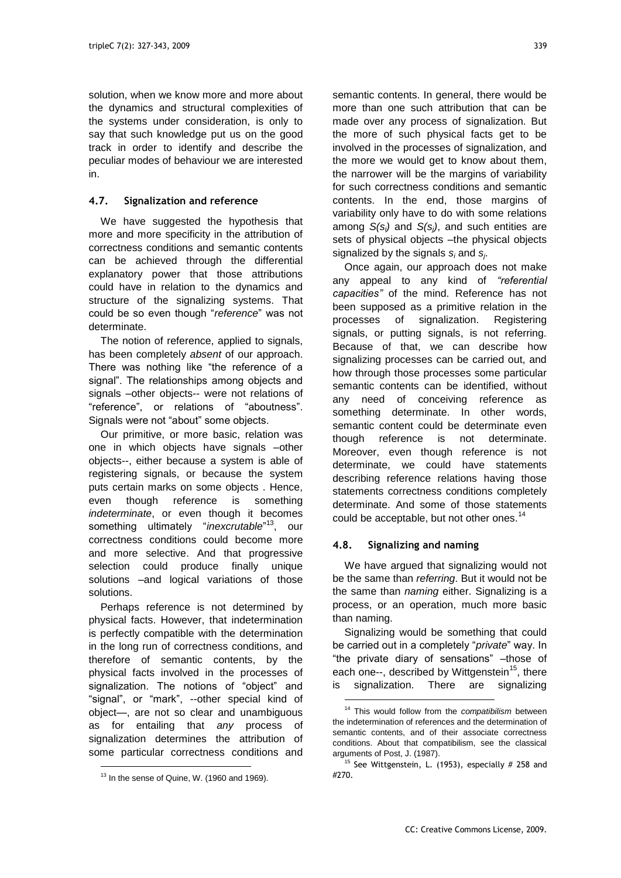solution, when we know more and more about the dynamics and structural complexities of the systems under consideration, is only to say that such knowledge put us on the good track in order to identify and describe the peculiar modes of behaviour we are interested in.

### 4.7. Signalization and reference

We have suggested the hypothesis that more and more specificity in the attribution of correctness conditions and semantic contents can be achieved through the differential explanatory power that those attributions could have in relation to the dynamics and structure of the signalizing systems. That could be so even though "*reference*" was not determinate.

The notion of reference, applied to signals, has been completely *absent* of our approach. There was nothing like "the reference of a signal". The relationships among objects and signals –other objects-- were not relations of "reference", or relations of "aboutness". Signals were not "about" some objects.

Our primitive, or more basic, relation was one in which objects have signals –other objects--, either because a system is able of registering signals, or because the system puts certain marks on some objects . Hence, even though reference is something *indeterminate*, or even though it becomes something ultimately "*inexcrutable*"[13], our correctness conditions could become more and more selective. And that progressive selection could produce finally unique solutions –and logical variations of those solutions.

Perhaps reference is not determined by physical facts. However, that indetermination is perfectly compatible with the determination in the long run of correctness conditions, and therefore of semantic contents, by the physical facts involved in the processes of signalization. The notions of "object" and "signal", or "mark", --other special kind of object—, are not so clear and unambiguous as for entailing that *any* process of signalization determines the attribution of some particular correctness conditions and semantic contents. In general, there would be more than one such attribution that can be made over any process of signalization. But the more of such physical facts get to be involved in the processes of signalization, and the more we would get to know about them, the narrower will be the margins of variability for such correctness conditions and semantic contents. In the end, those margins of variability only have to do with some relations among $S(s_i)$ and $S(s_j)$, and such entities are sets of physical objects –the physical objects signalized by the signals $s_i$ and $s_j$.

Once again, our approach does not make any appeal to any kind of *"referential capacities"* of the mind. Reference has not been supposed as a primitive relation in the processes of signalization. Registering signals, or putting signals, is not referring. Because of that, we can describe how signalizing processes can be carried out, and how through those processes some particular semantic contents can be identified, without any need of conceiving reference as something determinate. In other words, semantic content could be determinate even though reference is not determinate. Moreover, even though reference is not determinate, we could have statements describing reference relations having those statements correctness conditions completely determinate. And some of those statements could be acceptable, but not other ones.[14]

### 4.8. Signalizing and naming

We have argued that signalizing would not be the same than *referring*. But it would not be the same than *naming* either. Signalizing is a process, or an operation, much more basic than naming.

Signalizing would be something that could be carried out in a completely "*private*" way. In "the private diary of sensations" –those of each one--, described by Wittgenstein[15], there is signalization. There are signalizing

---

[13] In the sense of Quine, W. (1960 and 1969).

[14] This would follow from the *compatibilism* between the indetermination of references and the determination of semantic contents, and of their associate correctness conditions. About that compatibilism, see the classical arguments of Post, J. (1987).

[15] See Wittgenstein, L. (1953), especially # 258 and #270.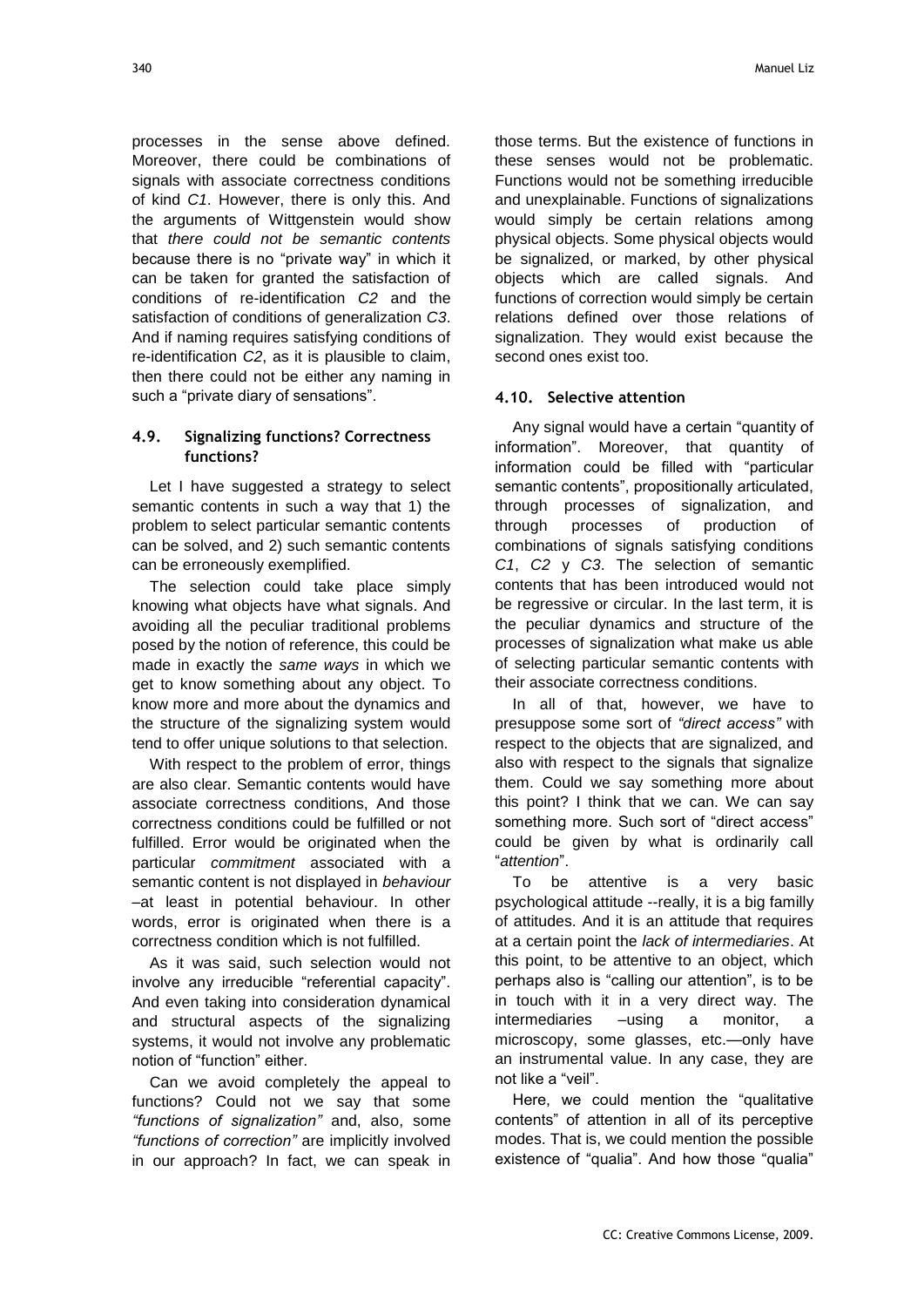processes in the sense above defined. Moreover, there could be combinations of signals with associate correctness conditions of kind *C1*. However, there is only this. And the arguments of Wittgenstein would show that *there could not be semantic contents* because there is no "private way" in which it can be taken for granted the satisfaction of conditions of re-identification *C2* and the satisfaction of conditions of generalization *C3*. And if naming requires satisfying conditions of re-identification *C2*, as it is plausible to claim, then there could not be either any naming in such a "private diary of sensations".

### 4.9. Signalizing functions? Correctness functions?

Let I have suggested a strategy to select semantic contents in such a way that 1) the problem to select particular semantic contents can be solved, and 2) such semantic contents can be erroneously exemplified.

The selection could take place simply knowing what objects have what signals. And avoiding all the peculiar traditional problems posed by the notion of reference, this could be made in exactly the *same ways* in which we get to know something about any object. To know more and more about the dynamics and the structure of the signalizing system would tend to offer unique solutions to that selection.

With respect to the problem of error, things are also clear. Semantic contents would have associate correctness conditions, And those correctness conditions could be fulfilled or not fulfilled. Error would be originated when the particular *commitment* associated with a semantic content is not displayed in *behaviour* –at least in potential behaviour. In other words, error is originated when there is a correctness condition which is not fulfilled.

As it was said, such selection would not involve any irreducible "referential capacity". And even taking into consideration dynamical and structural aspects of the signalizing systems, it would not involve any problematic notion of "function" either.

Can we avoid completely the appeal to functions? Could not we say that some *"functions of signalization"* and, also, some *"functions of correction"* are implicitly involved in our approach? In fact, we can speak in those terms. But the existence of functions in these senses would not be problematic. Functions would not be something irreducible and unexplainable. Functions of signalizations would simply be certain relations among physical objects. Some physical objects would be signalized, or marked, by other physical objects which are called signals. And functions of correction would simply be certain relations defined over those relations of signalization. They would exist because the second ones exist too.

### 4.10. Selective attention

Any signal would have a certain "quantity of information". Moreover, that quantity of information could be filled with "particular semantic contents", propositionally articulated, through processes of signalization, and through processes of production of combinations of signals satisfying conditions *C1*, *C2* y *C3*. The selection of semantic contents that has been introduced would not be regressive or circular. In the last term, it is the peculiar dynamics and structure of the processes of signalization what make us able of selecting particular semantic contents with their associate correctness conditions.

In all of that, however, we have to presuppose some sort of *"direct access"* with respect to the objects that are signalized, and also with respect to the signals that signalize them. Could we say something more about this point? I think that we can. We can say something more. Such sort of "direct access" could be given by what is ordinarily call "*attention*".

To be attentive is a very basic psychological attitude --really, it is a big familly of attitudes. And it is an attitude that requires at a certain point the *lack of intermediaries*. At this point, to be attentive to an object, which perhaps also is "calling our attention", is to be in touch with it in a very direct way. The intermediaries –using a monitor, a microscopy, some glasses, etc.—only have an instrumental value. In any case, they are not like a "veil".

Here, we could mention the "qualitative contents" of attention in all of its perceptive modes. That is, we could mention the possible existence of "qualia". And how those "qualia"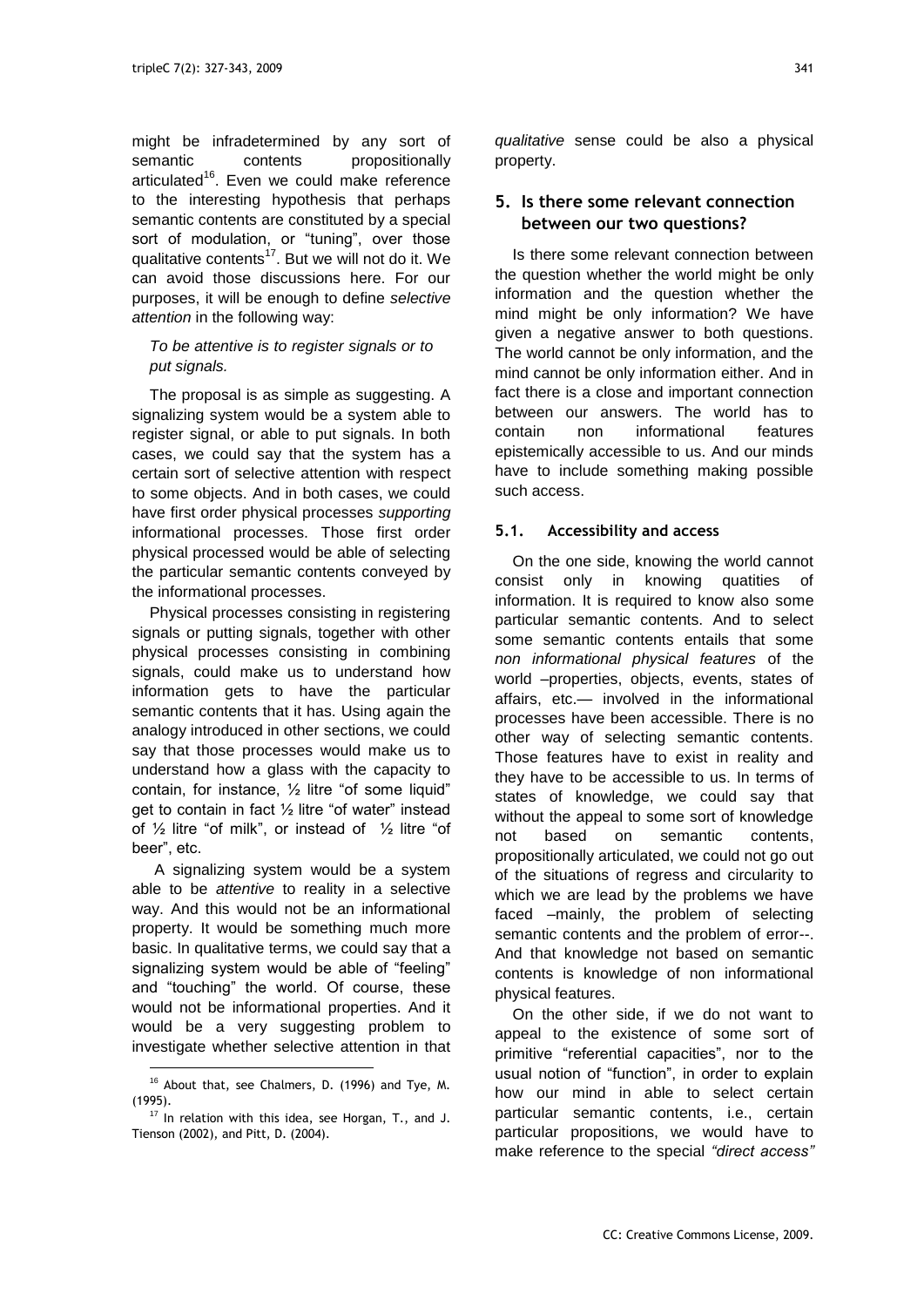might be infradetermined by any sort of semantic contents propositionally articulated[16]. Even we could make reference to the interesting hypothesis that perhaps semantic contents are constituted by a special sort of modulation, or "tuning", over those qualitative contents[17]. But we will not do it. We can avoid those discussions here. For our purposes, it will be enough to define *selective attention* in the following way:

> *To be attentive is to register signals or to put signals.*

The proposal is as simple as suggesting. A signalizing system would be a system able to register signal, or able to put signals. In both cases, we could say that the system has a certain sort of selective attention with respect to some objects. And in both cases, we could have first order physical processes *supporting* informational processes. Those first order physical processed would be able of selecting the particular semantic contents conveyed by the informational processes.

Physical processes consisting in registering signals or putting signals, together with other physical processes consisting in combining signals, could make us to understand how information gets to have the particular semantic contents that it has. Using again the analogy introduced in other sections, we could say that those processes would make us to understand how a glass with the capacity to contain, for instance, ½ litre "of some liquid" get to contain in fact ½ litre "of water" instead of ½ litre "of milk", or instead of ½ litre "of beer", etc.

A signalizing system would be a system able to be *attentive* to reality in a selective way. And this would not be an informational property. It would be something much more basic. In qualitative terms, we could say that a signalizing system would be able of "feeling" and "touching" the world. Of course, these would not be informational properties. And it would be a very suggesting problem to investigate whether selective attention in that *qualitative* sense could be also a physical property.

## 5. Is there some relevant connection between our two questions?

Is there some relevant connection between the question whether the world might be only information and the question whether the mind might be only information? We have given a negative answer to both questions. The world cannot be only information, and the mind cannot be only information either. And in fact there is a close and important connection between our answers. The world has to contain non informational features epistemically accessible to us. And our minds have to include something making possible such access.

### 5.1. Accessibility and access

On the one side, knowing the world cannot consist only in knowing quatities of information. It is required to know also some particular semantic contents. And to select some semantic contents entails that some *non informational physical features* of the world –properties, objects, events, states of affairs, etc.— involved in the informational processes have been accessible. There is no other way of selecting semantic contents. Those features have to exist in reality and they have to be accessible to us. In terms of states of knowledge, we could say that without the appeal to some sort of knowledge not based on semantic contents, propositionally articulated, we could not go out of the situations of regress and circularity to which we are lead by the problems we have faced –mainly, the problem of selecting semantic contents and the problem of error--. And that knowledge not based on semantic contents is knowledge of non informational physical features.

On the other side, if we do not want to appeal to the existence of some sort of primitive "referential capacities", nor to the usual notion of "function", in order to explain how our mind in able to select certain particular semantic contents, i.e., certain particular propositions, we would have to make reference to the special *"direct access"*

[16] About that, see Chalmers, D. (1996) and Tye, M. (1995).

[17] In relation with this idea, see Horgan, T., and J. Tienson (2002), and Pitt, D. (2004).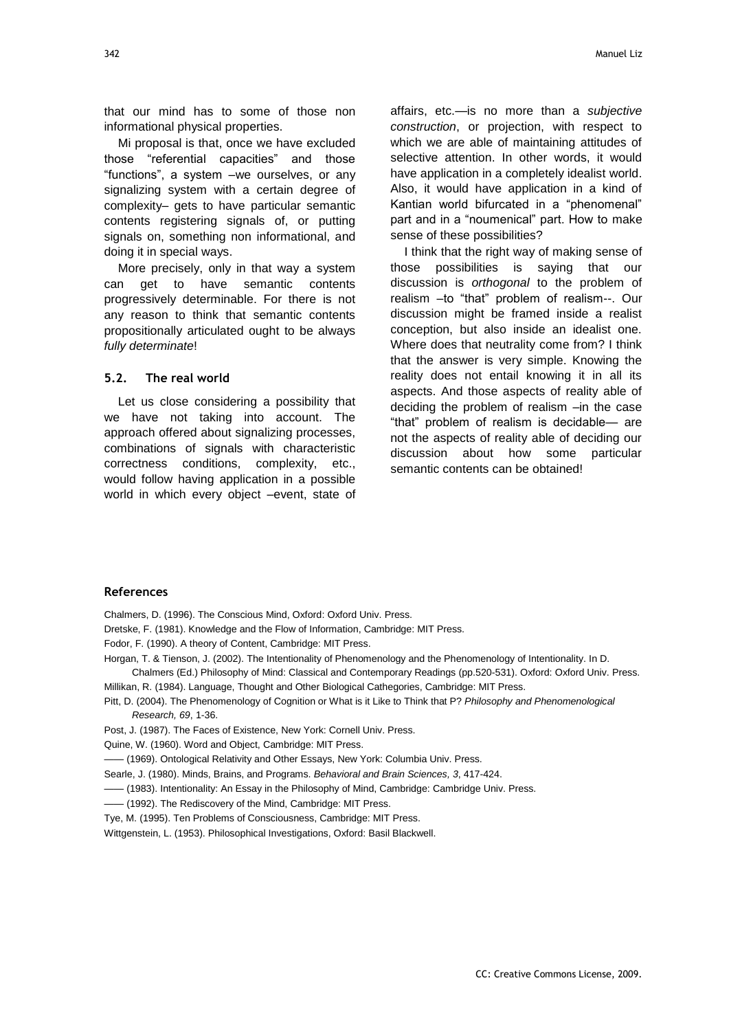that our mind has to some of those non informational physical properties.

Mi proposal is that, once we have excluded those "referential capacities" and those "functions", a system –we ourselves, or any signalizing system with a certain degree of complexity– gets to have particular semantic contents registering signals of, or putting signals on, something non informational, and doing it in special ways.

More precisely, only in that way a system can get to have semantic contents progressively determinable. For there is not any reason to think that semantic contents propositionally articulated ought to be always *fully determinate*!

### 5.2. The real world

Let us close considering a possibility that we have not taking into account. The approach offered about signalizing processes, combinations of signals with characteristic correctness conditions, complexity, etc., would follow having application in a possible world in which every object –event, state of affairs, etc.—is no more than a *subjective construction*, or projection, with respect to which we are able of maintaining attitudes of selective attention. In other words, it would have application in a completely idealist world. Also, it would have application in a kind of Kantian world bifurcated in a "phenomenal" part and in a "noumenical" part. How to make sense of these possibilities?

I think that the right way of making sense of those possibilities is saying that our discussion is *orthogonal* to the problem of realism –to "that" problem of realism--. Our discussion might be framed inside a realist conception, but also inside an idealist one. Where does that neutrality come from? I think that the answer is very simple. Knowing the reality does not entail knowing it in all its aspects. And those aspects of reality able of deciding the problem of realism –in the case "that" problem of realism is decidable— are not the aspects of reality able of deciding our discussion about how some particular semantic contents can be obtained!

## References

Chalmers, D. (1996). The Conscious Mind, Oxford: Oxford Univ. Press.

Dretske, F. (1981). Knowledge and the Flow of Information, Cambridge: MIT Press.

Fodor, F. (1990). A theory of Content, Cambridge: MIT Press.

Horgan, T. & Tienson, J. (2002). The Intentionality of Phenomenology and the Phenomenology of Intentionality. In D. Chalmers (Ed.) Philosophy of Mind: Classical and Contemporary Readings (pp.520-531). Oxford: Oxford Univ. Press.

Millikan, R. (1984). Language, Thought and Other Biological Cathegories, Cambridge: MIT Press.

Pitt, D. (2004). The Phenomenology of Cognition or What is it Like to Think that P? *Philosophy and Phenomenological Research, 69*, 1-36.

Post, J. (1987). The Faces of Existence, New York: Cornell Univ. Press.

Quine, W. (1960). Word and Object, Cambridge: MIT Press.

—— (1969). Ontological Relativity and Other Essays, New York: Columbia Univ. Press.

Searle, J. (1980). Minds, Brains, and Programs. *Behavioral and Brain Sciences, 3*, 417-424.

—— (1983). Intentionality: An Essay in the Philosophy of Mind, Cambridge: Cambridge Univ. Press.

—— (1992). The Rediscovery of the Mind, Cambridge: MIT Press.

Tye, M. (1995). Ten Problems of Consciousness, Cambridge: MIT Press.

Wittgenstein, L. (1953). Philosophical Investigations, Oxford: Basil Blackwell.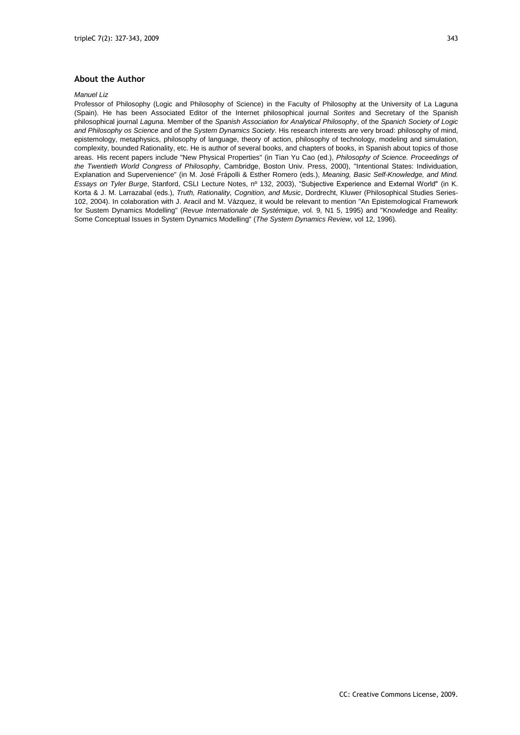## About the Author

*Manuel Liz*

Professor of Philosophy (Logic and Philosophy of Science) in the Faculty of Philosophy at the University of La Laguna (Spain). He has been Associated Editor of the Internet philosophical journal *Sorites* and Secretary of the Spanish philosophical journal *Laguna*. Member of the *Spanish Association for Analytical Philosophy*, of the *Spanich Society of Logic and Philosophy os Science* and of the *System Dynamics Society*. His research interests are very broad: philosophy of mind, epistemology, metaphysics, philosophy of language, theory of action, philosophy of technology, modeling and simulation, complexity, bounded Rationality, etc. He is author of several books, and chapters of books, in Spanish about topics of those areas. His recent papers include "New Physical Properties" (in Tian Yu Cao (ed.), *Philosophy of Science. Proceedings of the Twentieth World Congress of Philosophy*, Cambridge, Boston Univ. Press, 2000), "Intentional States: Individuation, Explanation and Supervenience" (in M. José Frápolli & Esther Romero (eds.), *Meaning, Basic Self-Knowledge, and Mind. Essays on Tyler Burge*, Stanford, CSLI Lecture Notes, nº 132, 2003), "Subjective Experience and External World" (in K. Korta & J. M. Larrazabal (eds.), *Truth, Rationality, Cognition, and Music*, Dordrecht, Kluwer (Philosophical Studies Series-102, 2004). In colaboration with J. Aracil and M. Vázquez, it would be relevant to mention "An Epistemological Framework for Sustem Dynamics Modelling" (*Revue Internationale de Systémique*, vol. 9, N1 5, 1995) and "Knowledge and Reality: Some Conceptual Issues in System Dynamics Modelling" (*The System Dynamics Review*, vol 12, 1996).